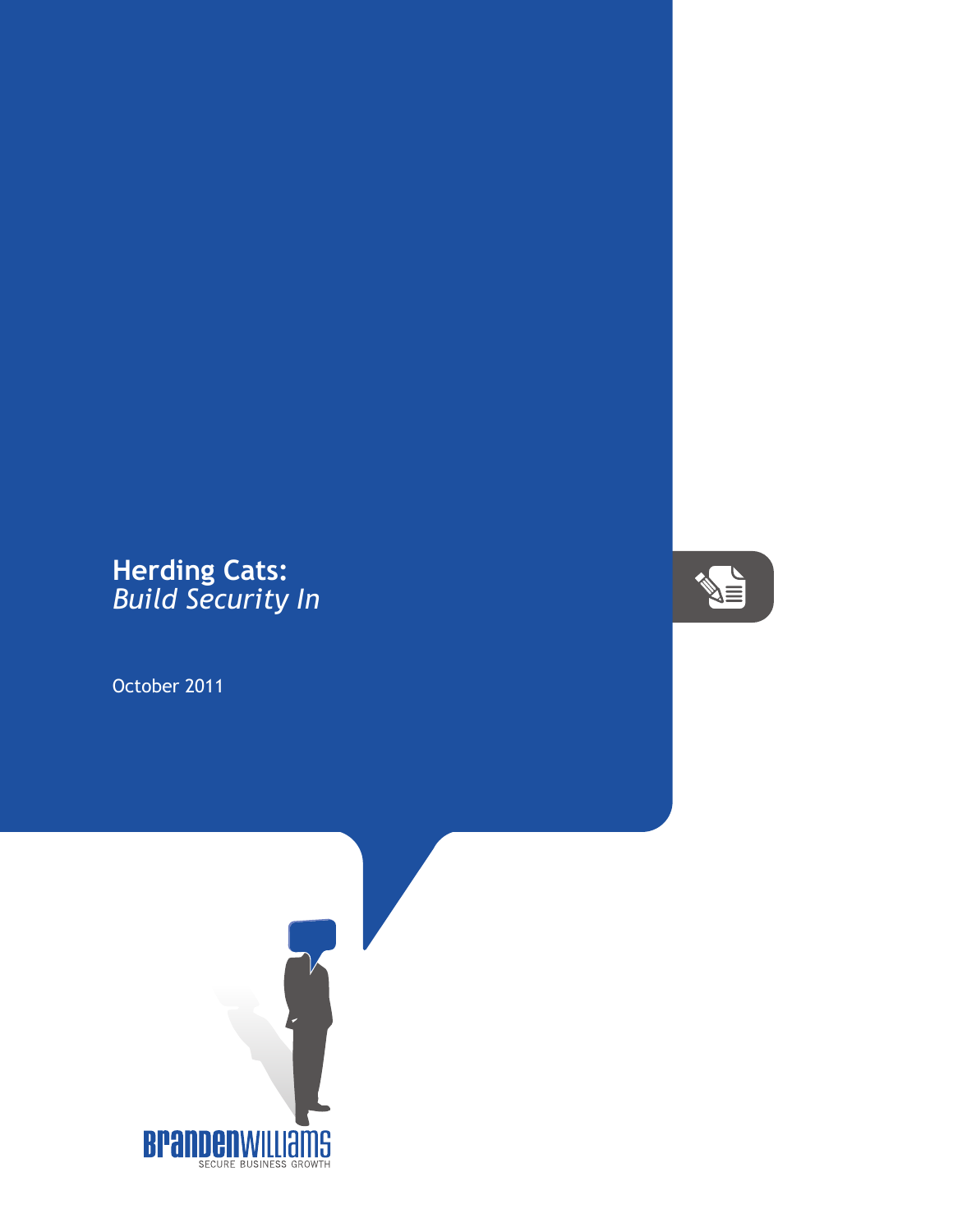# Herding Cats:
## *Build Security In*

October 2011

BRANDENWILLIAMS
SECURE BUSINESS GROWTH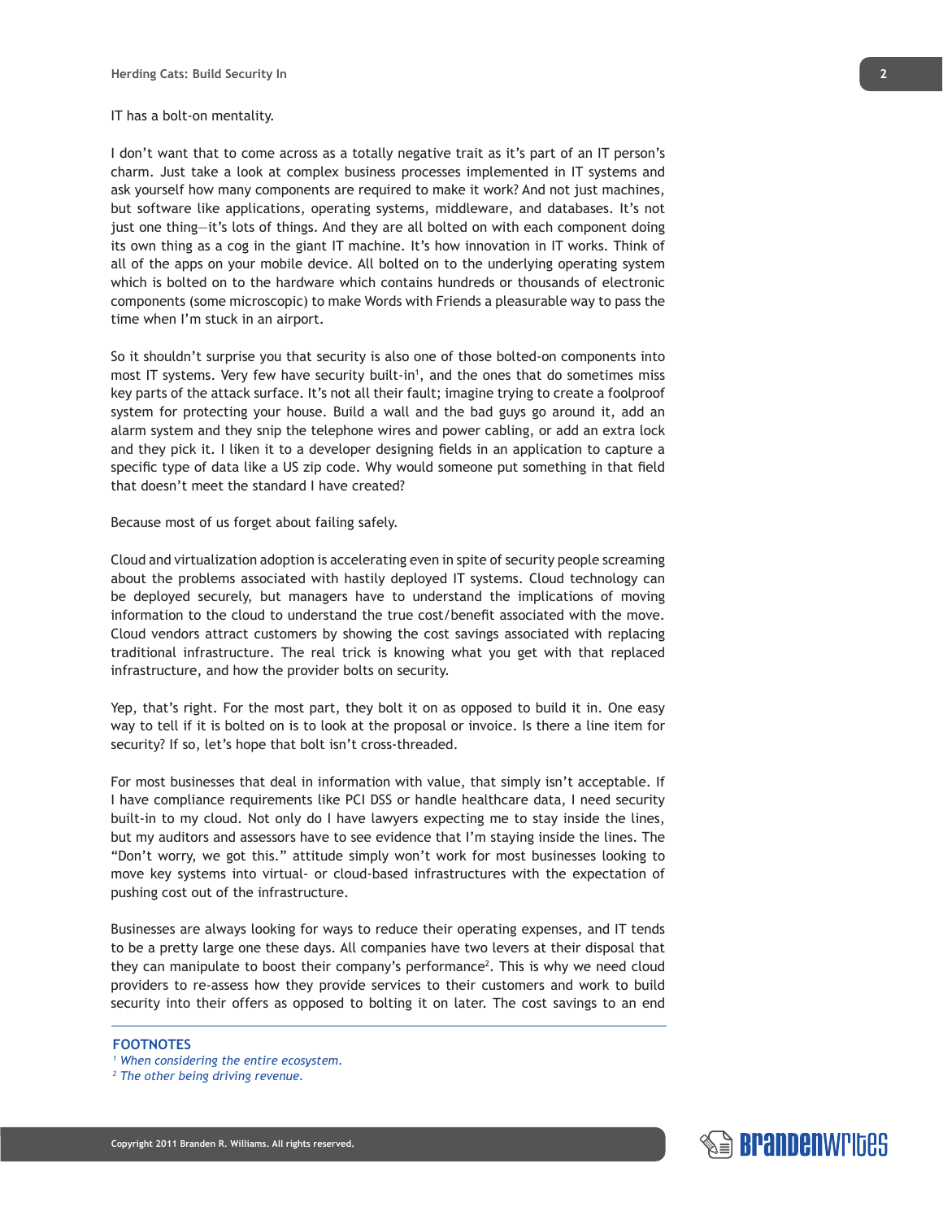IT has a bolt-on mentality.

I don't want that to come across as a totally negative trait as it's part of an IT person's charm. Just take a look at complex business processes implemented in IT systems and ask yourself how many components are required to make it work? And not just machines, but software like applications, operating systems, middleware, and databases. It's not just one thing—it's lots of things. And they are all bolted on with each component doing its own thing as a cog in the giant IT machine. It's how innovation in IT works. Think of all of the apps on your mobile device. All bolted on to the underlying operating system which is bolted on to the hardware which contains hundreds or thousands of electronic components (some microscopic) to make Words with Friends a pleasurable way to pass the time when I'm stuck in an airport.

So it shouldn't surprise you that security is also one of those bolted-on components into most IT systems. Very few have security built-in[1], and the ones that do sometimes miss key parts of the attack surface. It's not all their fault; imagine trying to create a foolproof system for protecting your house. Build a wall and the bad guys go around it, add an alarm system and they snip the telephone wires and power cabling, or add an extra lock and they pick it. I liken it to a developer designing fields in an application to capture a specific type of data like a US zip code. Why would someone put something in that field that doesn't meet the standard I have created?

Because most of us forget about failing safely.

Cloud and virtualization adoption is accelerating even in spite of security people screaming about the problems associated with hastily deployed IT systems. Cloud technology can be deployed securely, but managers have to understand the implications of moving information to the cloud to understand the true cost/benefit associated with the move. Cloud vendors attract customers by showing the cost savings associated with replacing traditional infrastructure. The real trick is knowing what you get with that replaced infrastructure, and how the provider bolts on security.

Yep, that's right. For the most part, they bolt it on as opposed to build it in. One easy way to tell if it is bolted on is to look at the proposal or invoice. Is there a line item for security? If so, let's hope that bolt isn't cross-threaded.

For most businesses that deal in information with value, that simply isn't acceptable. If I have compliance requirements like PCI DSS or handle healthcare data, I need security built-in to my cloud. Not only do I have lawyers expecting me to stay inside the lines, but my auditors and assessors have to see evidence that I'm staying inside the lines. The "Don't worry, we got this." attitude simply won't work for most businesses looking to move key systems into virtual- or cloud-based infrastructures with the expectation of pushing cost out of the infrastructure.

Businesses are always looking for ways to reduce their operating expenses, and IT tends to be a pretty large one these days. All companies have two levers at their disposal that they can manipulate to boost their company's performance[2]. This is why we need cloud providers to re-assess how they provide services to their customers and work to build security into their offers as opposed to bolting it on later. The cost savings to an end

**FOOTNOTES**

[1] *When considering the entire ecosystem.*

[2] *The other being driving revenue.*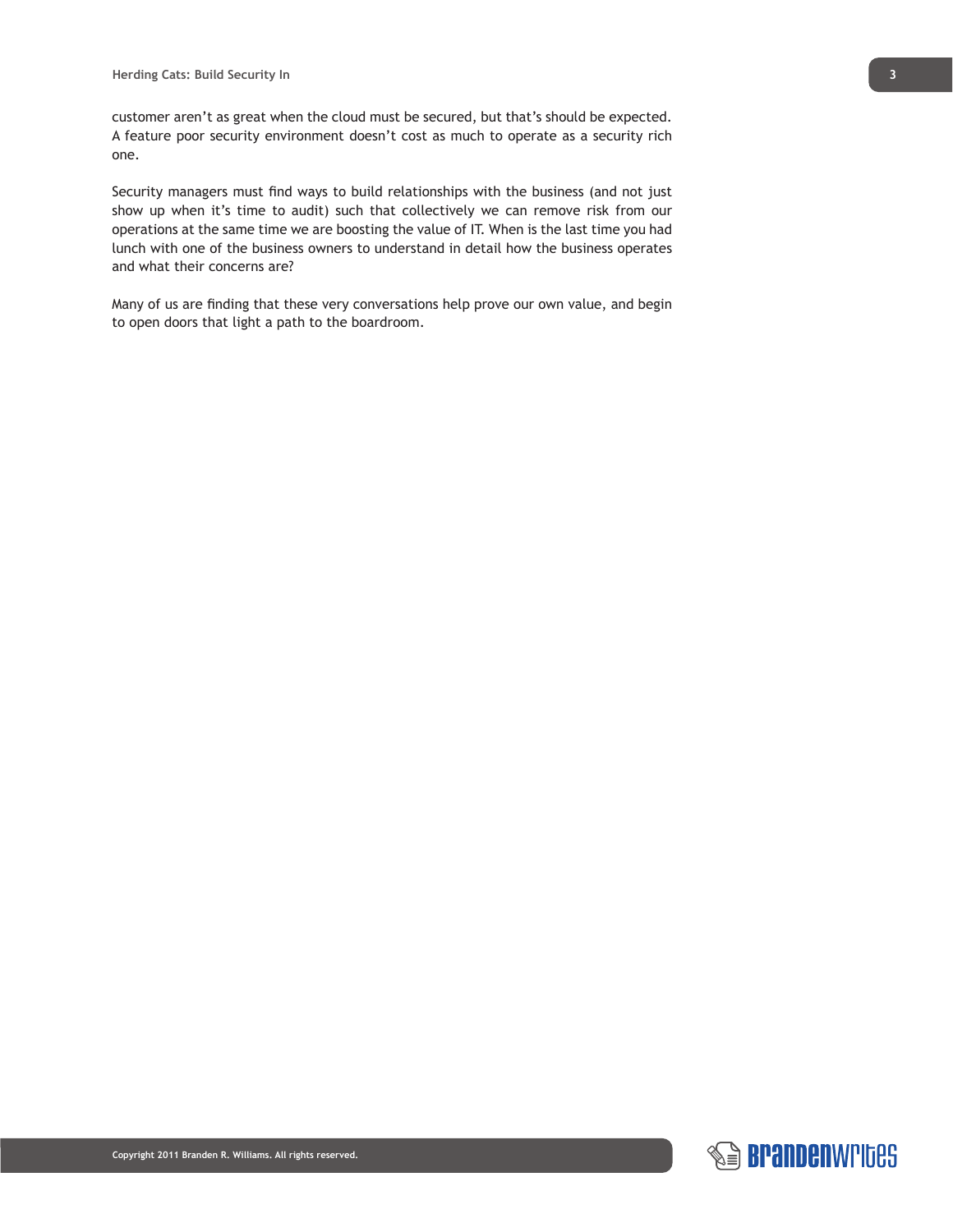customer aren't as great when the cloud must be secured, but that's should be expected. A feature poor security environment doesn't cost as much to operate as a security rich one.

Security managers must find ways to build relationships with the business (and not just show up when it's time to audit) such that collectively we can remove risk from our operations at the same time we are boosting the value of IT. When is the last time you had lunch with one of the business owners to understand in detail how the business operates and what their concerns are?

Many of us are finding that these very conversations help prove our own value, and begin to open doors that light a path to the boardroom.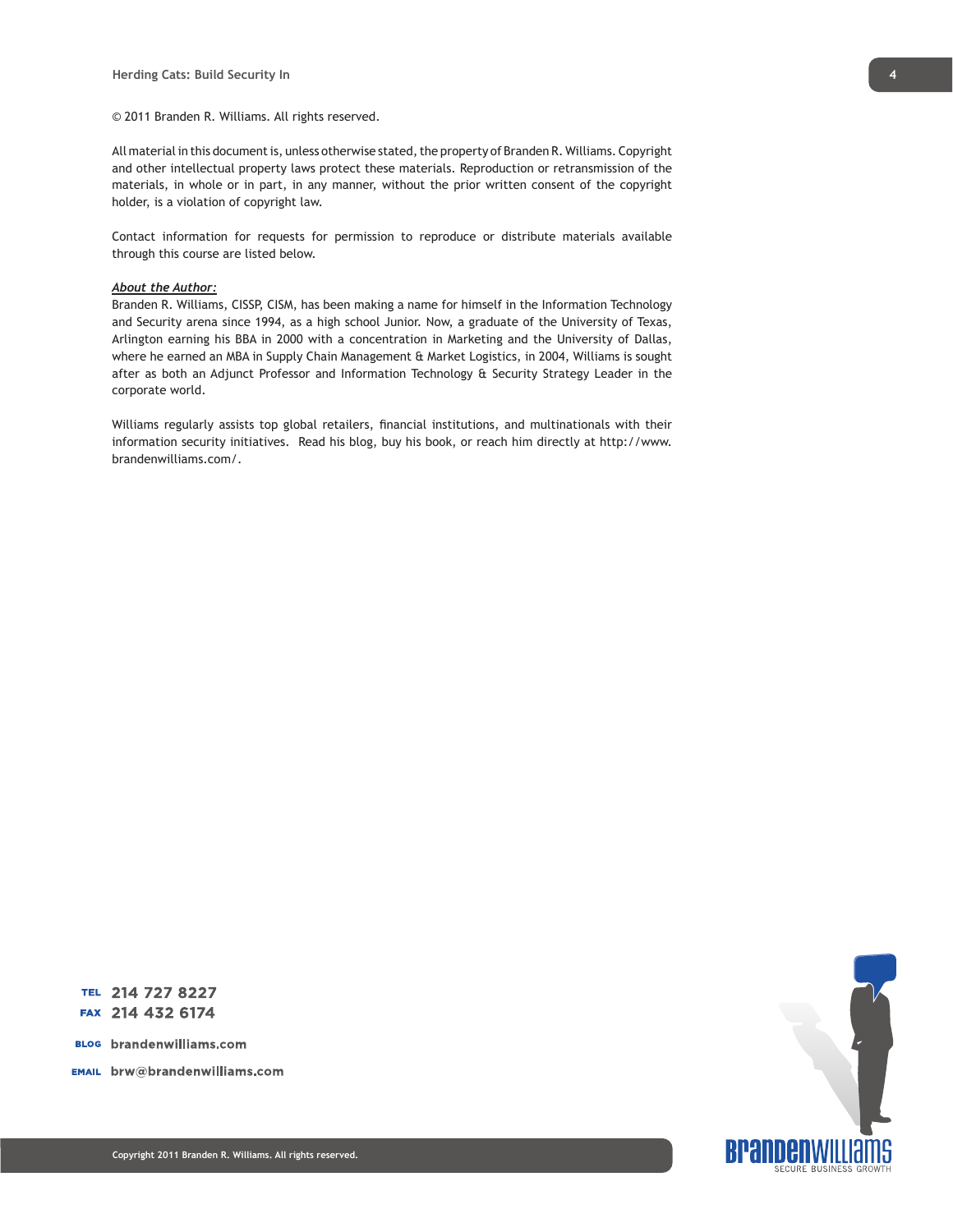© 2011 Branden R. Williams. All rights reserved.

All material in this document is, unless otherwise stated, the property of Branden R. Williams. Copyright and other intellectual property laws protect these materials. Reproduction or retransmission of the materials, in whole or in part, in any manner, without the prior written consent of the copyright holder, is a violation of copyright law.

Contact information for requests for permission to reproduce or distribute materials available through this course are listed below.

***About the Author:***

Branden R. Williams, CISSP, CISM, has been making a name for himself in the Information Technology and Security arena since 1994, as a high school Junior. Now, a graduate of the University of Texas, Arlington earning his BBA in 2000 with a concentration in Marketing and the University of Dallas, where he earned an MBA in Supply Chain Management & Market Logistics, in 2004, Williams is sought after as both an Adjunct Professor and Information Technology & Security Strategy Leader in the corporate world.

Williams regularly assists top global retailers, financial institutions, and multinationals with their information security initiatives. Read his blog, buy his book, or reach him directly at http://www.brandenwilliams.com/.

**TEL** 214 727 8227
**FAX** 214 432 6174

**BLOG** brandenwilliams.com

**EMAIL** brw@brandenwilliams.com

BrandenWilliams
SECURE BUSINESS GROWTH